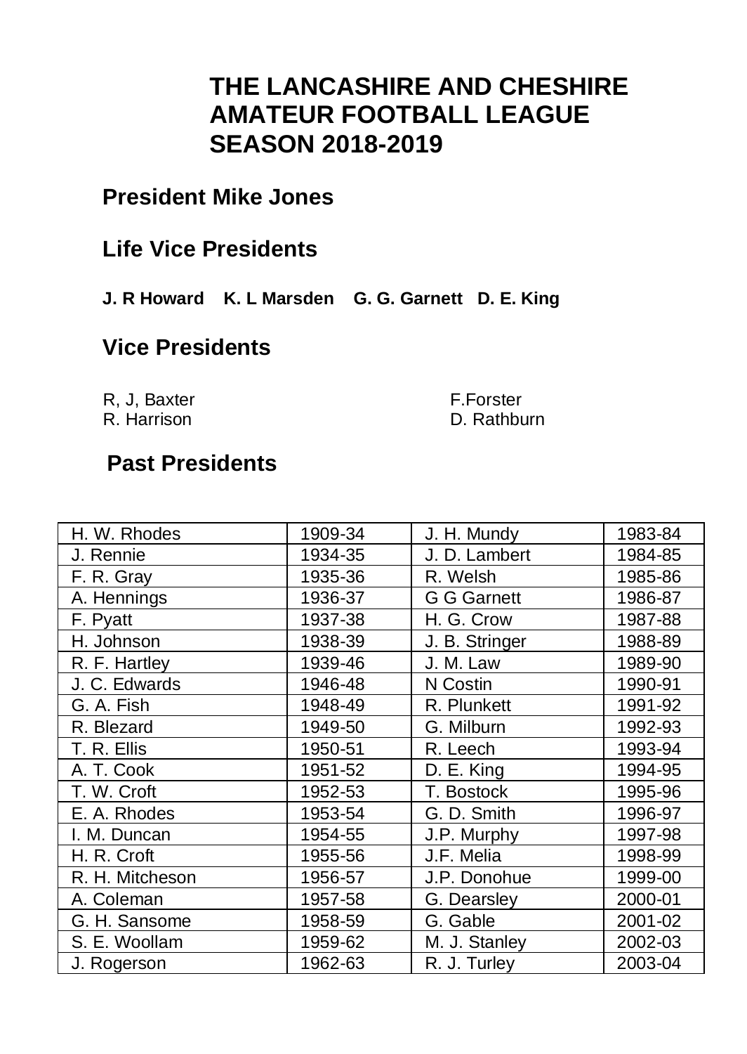# THE LANCASHIRE AND CHESHIRE AMATEUR FOOTBALL LEAGUE SEASON 2018-2019

## President Mike Jones

## Life Vice Presidents

**J. R Howard K. L Marsden G. G. Garnett D. E. King**

## Vice Presidents

R, J, Baxter
R. Harrison
F.Forster
D. Rathburn

## Past Presidents

| H. W. Rhodes | 1909-34 | J. H. Mundy | 1983-84 |
|---|---|---|---|
| J. Rennie | 1934-35 | J. D. Lambert | 1984-85 |
| F. R. Gray | 1935-36 | R. Welsh | 1985-86 |
| A. Hennings | 1936-37 | G G Garnett | 1986-87 |
| F. Pyatt | 1937-38 | H. G. Crow | 1987-88 |
| H. Johnson | 1938-39 | J. B. Stringer | 1988-89 |
| R. F. Hartley | 1939-46 | J. M. Law | 1989-90 |
| J. C. Edwards | 1946-48 | N Costin | 1990-91 |
| G. A. Fish | 1948-49 | R. Plunkett | 1991-92 |
| R. Blezard | 1949-50 | G. Milburn | 1992-93 |
| T. R. Ellis | 1950-51 | R. Leech | 1993-94 |
| A. T. Cook | 1951-52 | D. E. King | 1994-95 |
| T. W. Croft | 1952-53 | T. Bostock | 1995-96 |
| E. A. Rhodes | 1953-54 | G. D. Smith | 1996-97 |
| I. M. Duncan | 1954-55 | J.P. Murphy | 1997-98 |
| H. R. Croft | 1955-56 | J.F. Melia | 1998-99 |
| R. H. Mitcheson | 1956-57 | J.P. Donohue | 1999-00 |
| A. Coleman | 1957-58 | G. Dearsley | 2000-01 |
| G. H. Sansome | 1958-59 | G. Gable | 2001-02 |
| S. E. Woollam | 1959-62 | M. J. Stanley | 2002-03 |
| J. Rogerson | 1962-63 | R. J. Turley | 2003-04 |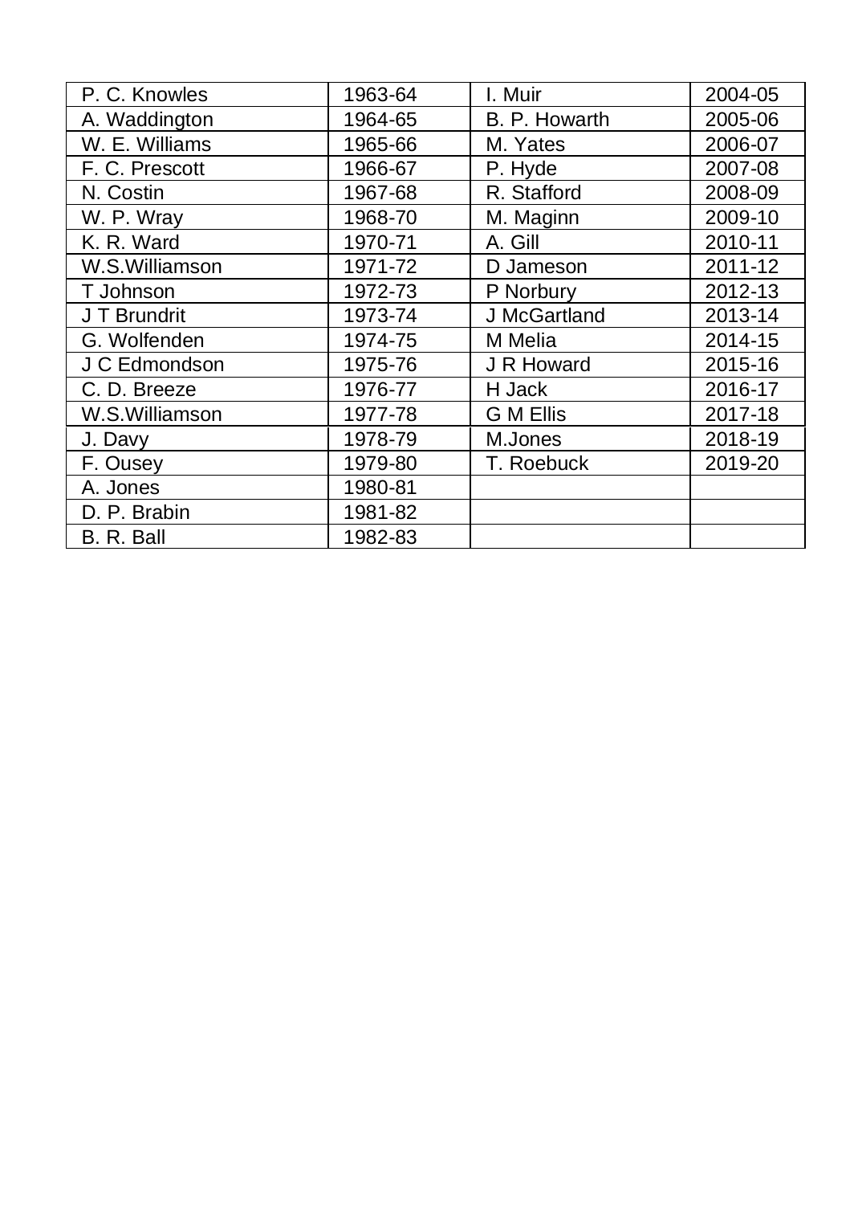| | | | |
|---|---|---|---|
| P. C. Knowles | 1963-64 | I. Muir | 2004-05 |
| A. Waddington | 1964-65 | B. P. Howarth | 2005-06 |
| W. E. Williams | 1965-66 | M. Yates | 2006-07 |
| F. C. Prescott | 1966-67 | P. Hyde | 2007-08 |
| N. Costin | 1967-68 | R. Stafford | 2008-09 |
| W. P. Wray | 1968-70 | M. Maginn | 2009-10 |
| K. R. Ward | 1970-71 | A. Gill | 2010-11 |
| W.S.Williamson | 1971-72 | D Jameson | 2011-12 |
| T Johnson | 1972-73 | P Norbury | 2012-13 |
| J T Brundrit | 1973-74 | J McGartland | 2013-14 |
| G. Wolfenden | 1974-75 | M Melia | 2014-15 |
| J C Edmondson | 1975-76 | J R Howard | 2015-16 |
| C. D. Breeze | 1976-77 | H Jack | 2016-17 |
| W.S.Williamson | 1977-78 | G M Ellis | 2017-18 |
| J. Davy | 1978-79 | M.Jones | 2018-19 |
| F. Ousey | 1979-80 | T. Roebuck | 2019-20 |
| A. Jones | 1980-81 | | |
| D. P. Brabin | 1981-82 | | |
| B. R. Ball | 1982-83 | | |